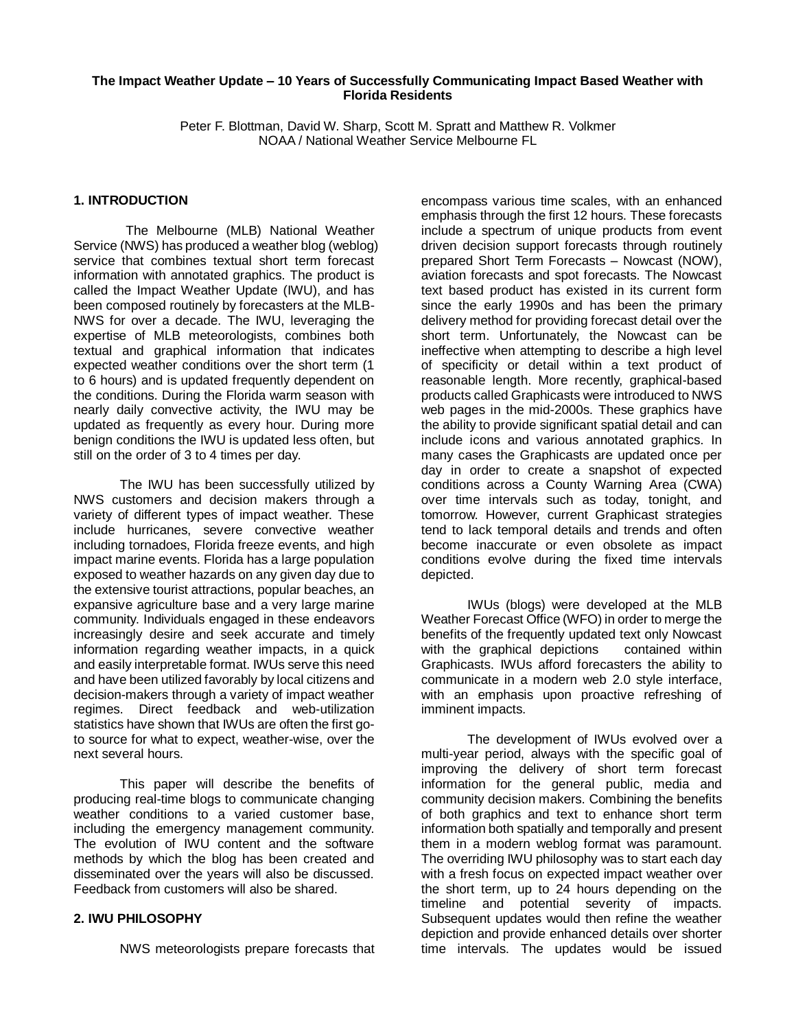# The Impact Weather Update – 10 Years of Successfully Communicating Impact Based Weather with Florida Residents

Peter F. Blottman, David W. Sharp, Scott M. Spratt and Matthew R. Volkmer
NOAA / National Weather Service Melbourne FL

## 1. INTRODUCTION

The Melbourne (MLB) National Weather Service (NWS) has produced a weather blog (weblog) service that combines textual short term forecast information with annotated graphics. The product is called the Impact Weather Update (IWU), and has been composed routinely by forecasters at the MLB-NWS for over a decade. The IWU, leveraging the expertise of MLB meteorologists, combines both textual and graphical information that indicates expected weather conditions over the short term (1 to 6 hours) and is updated frequently dependent on the conditions. During the Florida warm season with nearly daily convective activity, the IWU may be updated as frequently as every hour. During more benign conditions the IWU is updated less often, but still on the order of 3 to 4 times per day.

The IWU has been successfully utilized by NWS customers and decision makers through a variety of different types of impact weather. These include hurricanes, severe convective weather including tornadoes, Florida freeze events, and high impact marine events. Florida has a large population exposed to weather hazards on any given day due to the extensive tourist attractions, popular beaches, an expansive agriculture base and a very large marine community. Individuals engaged in these endeavors increasingly desire and seek accurate and timely information regarding weather impacts, in a quick and easily interpretable format. IWUs serve this need and have been utilized favorably by local citizens and decision-makers through a variety of impact weather regimes. Direct feedback and web-utilization statistics have shown that IWUs are often the first go-to source for what to expect, weather-wise, over the next several hours.

This paper will describe the benefits of producing real-time blogs to communicate changing weather conditions to a varied customer base, including the emergency management community. The evolution of IWU content and the software methods by which the blog has been created and disseminated over the years will also be discussed. Feedback from customers will also be shared.

## 2. IWU PHILOSOPHY

NWS meteorologists prepare forecasts that encompass various time scales, with an enhanced emphasis through the first 12 hours. These forecasts include a spectrum of unique products from event driven decision support forecasts through routinely prepared Short Term Forecasts – Nowcast (NOW), aviation forecasts and spot forecasts. The Nowcast text based product has existed in its current form since the early 1990s and has been the primary delivery method for providing forecast detail over the short term. Unfortunately, the Nowcast can be ineffective when attempting to describe a high level of specificity or detail within a text product of reasonable length. More recently, graphical-based products called Graphicasts were introduced to NWS web pages in the mid-2000s. These graphics have the ability to provide significant spatial detail and can include icons and various annotated graphics. In many cases the Graphicasts are updated once per day in order to create a snapshot of expected conditions across a County Warning Area (CWA) over time intervals such as today, tonight, and tomorrow. However, current Graphicast strategies tend to lack temporal details and trends and often become inaccurate or even obsolete as impact conditions evolve during the fixed time intervals depicted.

IWUs (blogs) were developed at the MLB Weather Forecast Office (WFO) in order to merge the benefits of the frequently updated text only Nowcast with the graphical depictions contained within Graphicasts. IWUs afford forecasters the ability to communicate in a modern web 2.0 style interface, with an emphasis upon proactive refreshing of imminent impacts.

The development of IWUs evolved over a multi-year period, always with the specific goal of improving the delivery of short term forecast information for the general public, media and community decision makers. Combining the benefits of both graphics and text to enhance short term information both spatially and temporally and present them in a modern weblog format was paramount. The overriding IWU philosophy was to start each day with a fresh focus on expected impact weather over the short term, up to 24 hours depending on the timeline and potential severity of impacts. Subsequent updates would then refine the weather depiction and provide enhanced details over shorter time intervals. The updates would be issued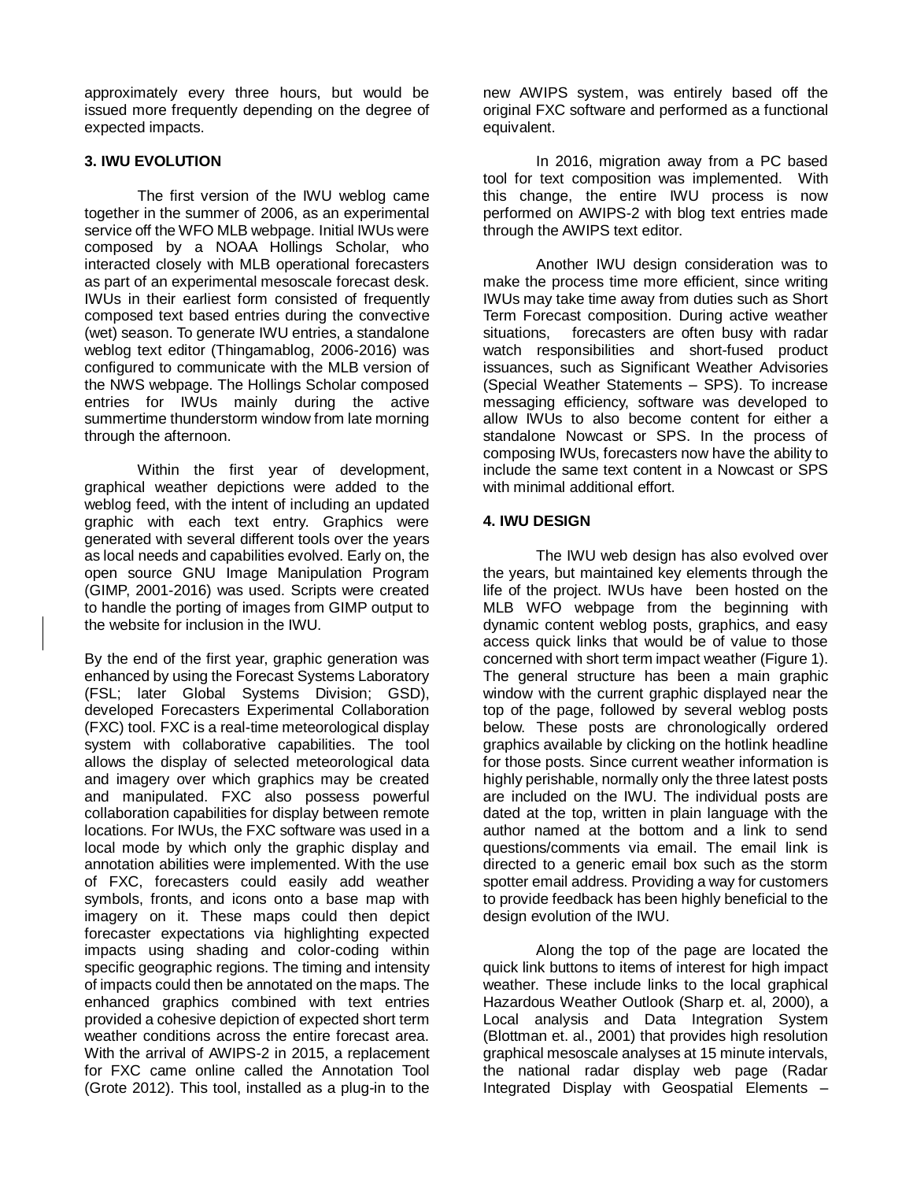approximately every three hours, but would be issued more frequently depending on the degree of expected impacts.

## 3. IWU EVOLUTION

The first version of the IWU weblog came together in the summer of 2006, as an experimental service off the WFO MLB webpage. Initial IWUs were composed by a NOAA Hollings Scholar, who interacted closely with MLB operational forecasters as part of an experimental mesoscale forecast desk. IWUs in their earliest form consisted of frequently composed text based entries during the convective (wet) season. To generate IWU entries, a standalone weblog text editor (Thingamablog, 2006-2016) was configured to communicate with the MLB version of the NWS webpage. The Hollings Scholar composed entries for IWUs mainly during the active summertime thunderstorm window from late morning through the afternoon.

Within the first year of development, graphical weather depictions were added to the weblog feed, with the intent of including an updated graphic with each text entry. Graphics were generated with several different tools over the years as local needs and capabilities evolved. Early on, the open source GNU Image Manipulation Program (GIMP, 2001-2016) was used. Scripts were created to handle the porting of images from GIMP output to the website for inclusion in the IWU.

By the end of the first year, graphic generation was enhanced by using the Forecast Systems Laboratory (FSL; later Global Systems Division; GSD), developed Forecasters Experimental Collaboration (FXC) tool. FXC is a real-time meteorological display system with collaborative capabilities. The tool allows the display of selected meteorological data and imagery over which graphics may be created and manipulated. FXC also possess powerful collaboration capabilities for display between remote locations. For IWUs, the FXC software was used in a local mode by which only the graphic display and annotation abilities were implemented. With the use of FXC, forecasters could easily add weather symbols, fronts, and icons onto a base map with imagery on it. These maps could then depict forecaster expectations via highlighting expected impacts using shading and color-coding within specific geographic regions. The timing and intensity of impacts could then be annotated on the maps. The enhanced graphics combined with text entries provided a cohesive depiction of expected short term weather conditions across the entire forecast area. With the arrival of AWIPS-2 in 2015, a replacement for FXC came online called the Annotation Tool (Grote 2012). This tool, installed as a plug-in to the new AWIPS system, was entirely based off the original FXC software and performed as a functional equivalent.

In 2016, migration away from a PC based tool for text composition was implemented. With this change, the entire IWU process is now performed on AWIPS-2 with blog text entries made through the AWIPS text editor.

Another IWU design consideration was to make the process time more efficient, since writing IWUs may take time away from duties such as Short Term Forecast composition. During active weather situations, forecasters are often busy with radar watch responsibilities and short-fused product issuances, such as Significant Weather Advisories (Special Weather Statements – SPS). To increase messaging efficiency, software was developed to allow IWUs to also become content for either a standalone Nowcast or SPS. In the process of composing IWUs, forecasters now have the ability to include the same text content in a Nowcast or SPS with minimal additional effort.

## 4. IWU DESIGN

The IWU web design has also evolved over the years, but maintained key elements through the life of the project. IWUs have been hosted on the MLB WFO webpage from the beginning with dynamic content weblog posts, graphics, and easy access quick links that would be of value to those concerned with short term impact weather (Figure 1). The general structure has been a main graphic window with the current graphic displayed near the top of the page, followed by several weblog posts below. These posts are chronologically ordered graphics available by clicking on the hotlink headline for those posts. Since current weather information is highly perishable, normally only the three latest posts are included on the IWU. The individual posts are dated at the top, written in plain language with the author named at the bottom and a link to send questions/comments via email. The email link is directed to a generic email box such as the storm spotter email address. Providing a way for customers to provide feedback has been highly beneficial to the design evolution of the IWU.

Along the top of the page are located the quick link buttons to items of interest for high impact weather. These include links to the local graphical Hazardous Weather Outlook (Sharp et. al, 2000), a Local analysis and Data Integration System (Blottman et. al., 2001) that provides high resolution graphical mesoscale analyses at 15 minute intervals, the national radar display web page (Radar Integrated Display with Geospatial Elements –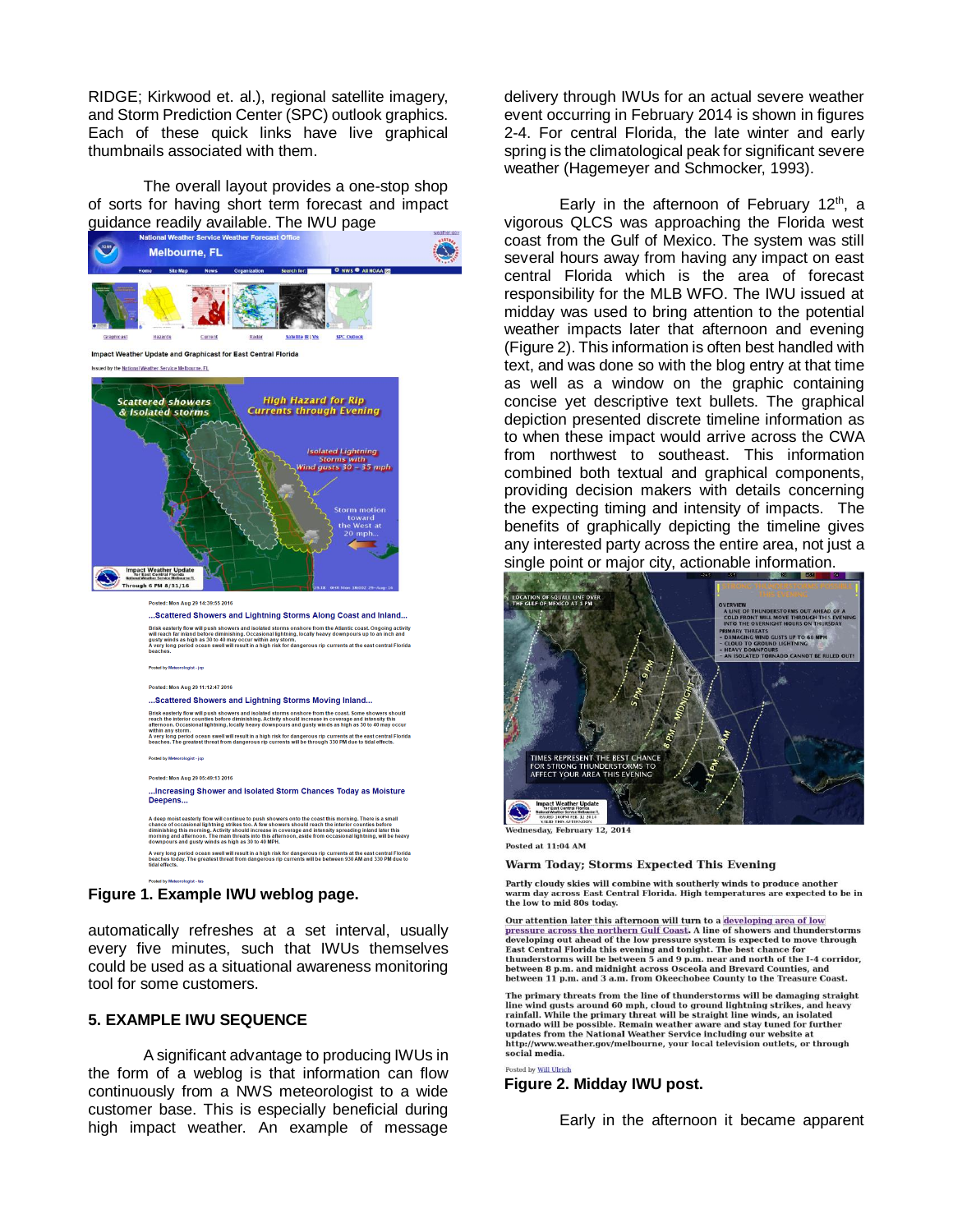RIDGE; Kirkwood et. al.), regional satellite imagery, and Storm Prediction Center (SPC) outlook graphics. Each of these quick links have live graphical thumbnails associated with them.

The overall layout provides a one-stop shop of sorts for having short term forecast and impact guidance readily available. The IWU page automatically refreshes at a set interval, usually every five minutes, such that IWUs themselves could be used as a situational awareness monitoring tool for some customers.

Figure 1. Example IWU weblog page.

## 5. EXAMPLE IWU SEQUENCE

A significant advantage to producing IWUs in the form of a weblog is that information can flow continuously from a NWS meteorologist to a wide customer base. This is especially beneficial during high impact weather. An example of message delivery through IWUs for an actual severe weather event occurring in February 2014 is shown in figures 2-4. For central Florida, the late winter and early spring is the climatological peak for significant severe weather (Hagemeyer and Schmocker, 1993).

Early in the afternoon of February 12th, a vigorous QLCS was approaching the Florida west coast from the Gulf of Mexico. The system was still several hours away from having any impact on east central Florida which is the area of forecast responsibility for the MLB WFO. The IWU issued at midday was used to bring attention to the potential weather impacts later that afternoon and evening (Figure 2). This information is often best handled with text, and was done so with the blog entry at that time as well as a window on the graphic containing concise yet descriptive text bullets. The graphical depiction presented discrete timeline information as to when these impact would arrive across the CWA from northwest to southeast. This information combined both textual and graphical components, providing decision makers with details concerning the expecting timing and intensity of impacts. The benefits of graphically depicting the timeline gives any interested party across the entire area, not just a single point or major city, actionable information.

Wednesday, February 12, 2014

Posted at 11:04 AM

**Warm Today; Storms Expected This Evening**

Partly cloudy skies will combine with southerly winds to produce another warm day across East Central Florida. High temperatures are expected to be in the low to mid 80s today.

Our attention later this afternoon will turn to a developing area of low pressure across the northern Gulf Coast. A line of showers and thunderstorms developing out ahead of the low pressure system is expected to move through East Central Florida this evening and tonight. The best chance for thunderstorms will be between 5 and 9 p.m. near and north of the I-4 corridor, between 8 p.m. and midnight across Osceola and Brevard Counties, and between 11 p.m. and 3 a.m. from Okeechobee County to the Treasure Coast.

The primary threats from the line of thunderstorms will be damaging straight line wind gusts around 60 mph, cloud to ground lightning strikes, and heavy rainfall. While the primary threat will be straight line winds, an isolated tornado will be possible. Remain weather aware and stay tuned for further updates from the National Weather Service including our website at http://www.weather.gov/melbourne, your local television outlets, or through social media.

Posted by Will Ulrich

**Figure 2. Midday IWU post.**

Early in the afternoon it became apparent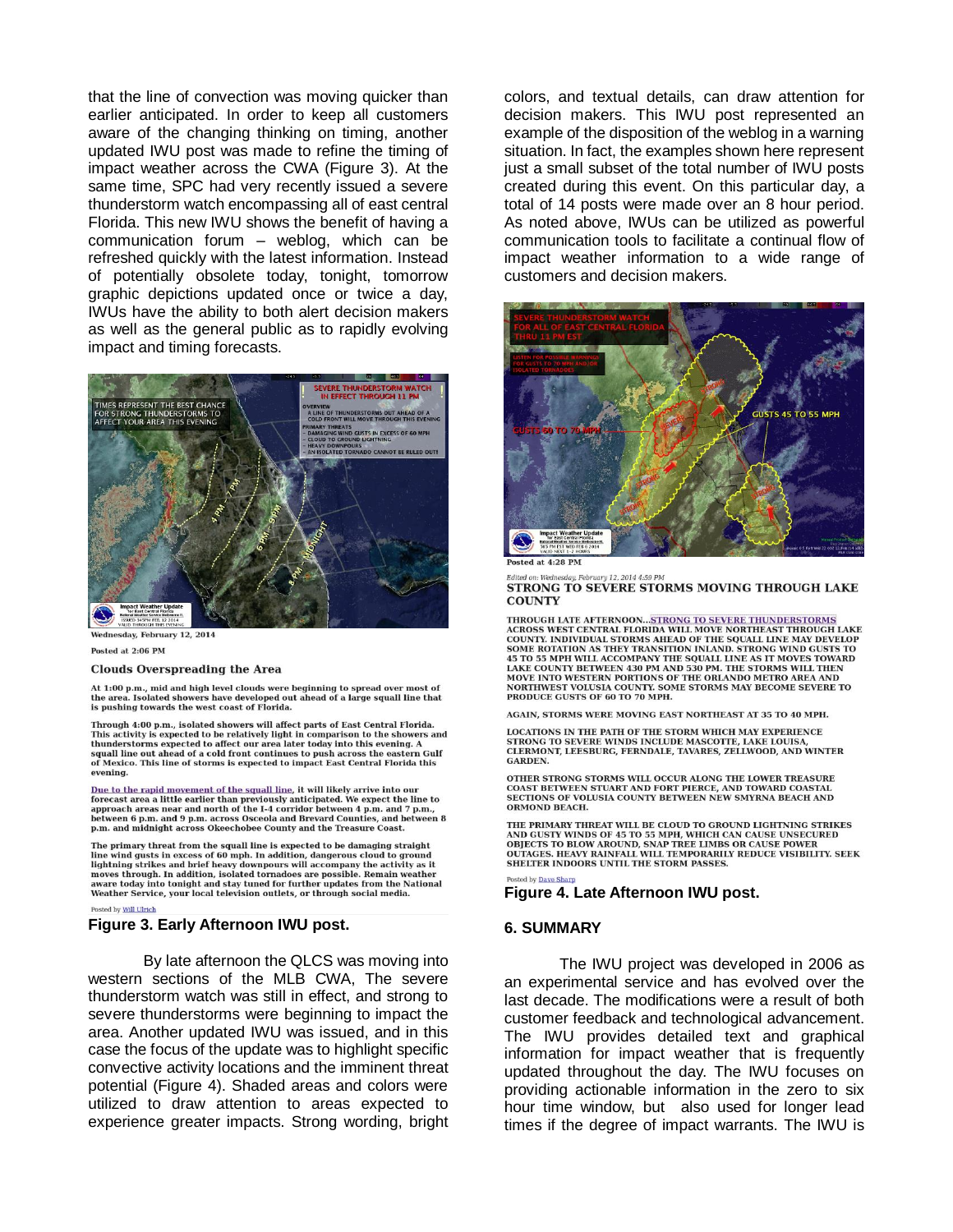that the line of convection was moving quicker than earlier anticipated. In order to keep all customers aware of the changing thinking on timing, another updated IWU post was made to refine the timing of impact weather across the CWA (Figure 3). At the same time, SPC had very recently issued a severe thunderstorm watch encompassing all of east central Florida. This new IWU shows the benefit of having a communication forum – weblog, which can be refreshed quickly with the latest information. Instead of potentially obsolete today, tonight, tomorrow graphic depictions updated once or twice a day, IWUs have the ability to both alert decision makers as well as the general public as to rapidly evolving impact and timing forecasts.

Wednesday, February 12, 2014

Posted at 2:06 PM

**Clouds Overspreading the Area**

At 1:00 p.m., mid and high level clouds were beginning to spread over most of the area. Isolated showers have developed out ahead of a large squall line that is pushing towards the west coast of Florida.

Through 4:00 p.m., isolated showers will affect parts of East Central Florida. This activity is expected to be relatively light in comparison to the showers and thunderstorms expected to affect our area later today into this evening. A squall line out ahead of a cold front continues to push across the eastern Gulf of Mexico. This line of storms is expected to impact East Central Florida this evening.

Due to the rapid movement of the squall line, it will likely arrive into our forecast area a little earlier than previously anticipated. We expect the line to approach areas near and north of the I-4 corridor between 4 p.m. and 7 p.m., between 6 p.m. and 9 p.m. across Osceola and Brevard Counties, and between 8 p.m. and midnight across Okeechobee County and the Treasure Coast.

The primary threat from the squall line is expected to be damaging straight line wind gusts in excess of 60 mph. In addition, dangerous cloud to ground lightning strikes and brief heavy downpours will accompany the activity as it moves through. In addition, isolated tornadoes are possible. Remain weather aware today into tonight and stay tuned for further updates from the National Weather Service, your local television outlets, or through social media.

Posted by Will Ulrich

**Figure 3. Early Afternoon IWU post.**

By late afternoon the QLCS was moving into western sections of the MLB CWA, The severe thunderstorm watch was still in effect, and strong to severe thunderstorms were beginning to impact the area. Another updated IWU was issued, and in this case the focus of the update was to highlight specific convective activity locations and the imminent threat potential (Figure 4). Shaded areas and colors were utilized to draw attention to areas expected to experience greater impacts. Strong wording, bright colors, and textual details, can draw attention for decision makers. This IWU post represented an example of the disposition of the weblog in a warning situation. In fact, the examples shown here represent just a small subset of the total number of IWU posts created during this event. On this particular day, a total of 14 posts were made over an 8 hour period. As noted above, IWUs can be utilized as powerful communication tools to facilitate a continual flow of impact weather information to a wide range of customers and decision makers.

Posted at 4:28 PM

*Edited on: Wednesday, February 12, 2014 4:59 PM*

**STRONG TO SEVERE STORMS MOVING THROUGH LAKE COUNTY**

THROUGH LATE AFTERNOON...STRONG TO SEVERE THUNDERSTORMS ACROSS WEST CENTRAL FLORIDA WILL MOVE NORTHEAST THROUGH LAKE COUNTY. INDIVIDUAL STORMS AHEAD OF THE SQUALL LINE MAY DEVELOP SOME ROTATION AS THEY TRANSITION INLAND. STRONG WIND GUSTS TO 45 TO 55 MPH WILL ACCOMPANY THE SQUALL LINE AS IT MOVES TOWARD LAKE COUNTY BETWEEN 430 PM AND 530 PM. THE STORMS WILL THEN MOVE INTO WESTERN PORTIONS OF THE ORLANDO METRO AREA AND NORTHWEST VOLUSIA COUNTY. SOME STORMS MAY BECOME SEVERE TO PRODUCE GUSTS OF 60 TO 70 MPH.

AGAIN, STORMS WERE MOVING EAST NORTHEAST AT 35 TO 40 MPH.

LOCATIONS IN THE PATH OF THE STORM WHICH MAY EXPERIENCE STRONG TO SEVERE WINDS INCLUDE MASCOTTE, LAKE LOUISA, CLERMONT, LEESBURG, FERNDALE, TAVARES, ZELLWOOD, AND WINTER GARDEN.

OTHER STRONG STORMS WILL OCCUR ALONG THE LOWER TREASURE COAST BETWEEN STUART AND FORT PIERCE, AND TOWARD COASTAL SECTIONS OF VOLUSIA COUNTY BETWEEN NEW SMYRNA BEACH AND ORMOND BEACH.

THE PRIMARY THREAT WILL BE CLOUD TO GROUND LIGHTNING STRIKES AND GUSTY WINDS OF 45 TO 55 MPH, WHICH CAN CAUSE UNSECURED OBJECTS TO BLOW AROUND, SNAP TREE LIMBS OR CAUSE POWER OUTAGES. HEAVY RAINFALL WILL TEMPORARILY REDUCE VISIBILITY. SEEK SHELTER INDOORS UNTIL THE STORM PASSES.

Posted by Dave Sharp

**Figure 4. Late Afternoon IWU post.**

## 6. SUMMARY

The IWU project was developed in 2006 as an experimental service and has evolved over the last decade. The modifications were a result of both customer feedback and technological advancement. The IWU provides detailed text and graphical information for impact weather that is frequently updated throughout the day. The IWU focuses on providing actionable information in the zero to six hour time window, but also used for longer lead times if the degree of impact warrants. The IWU is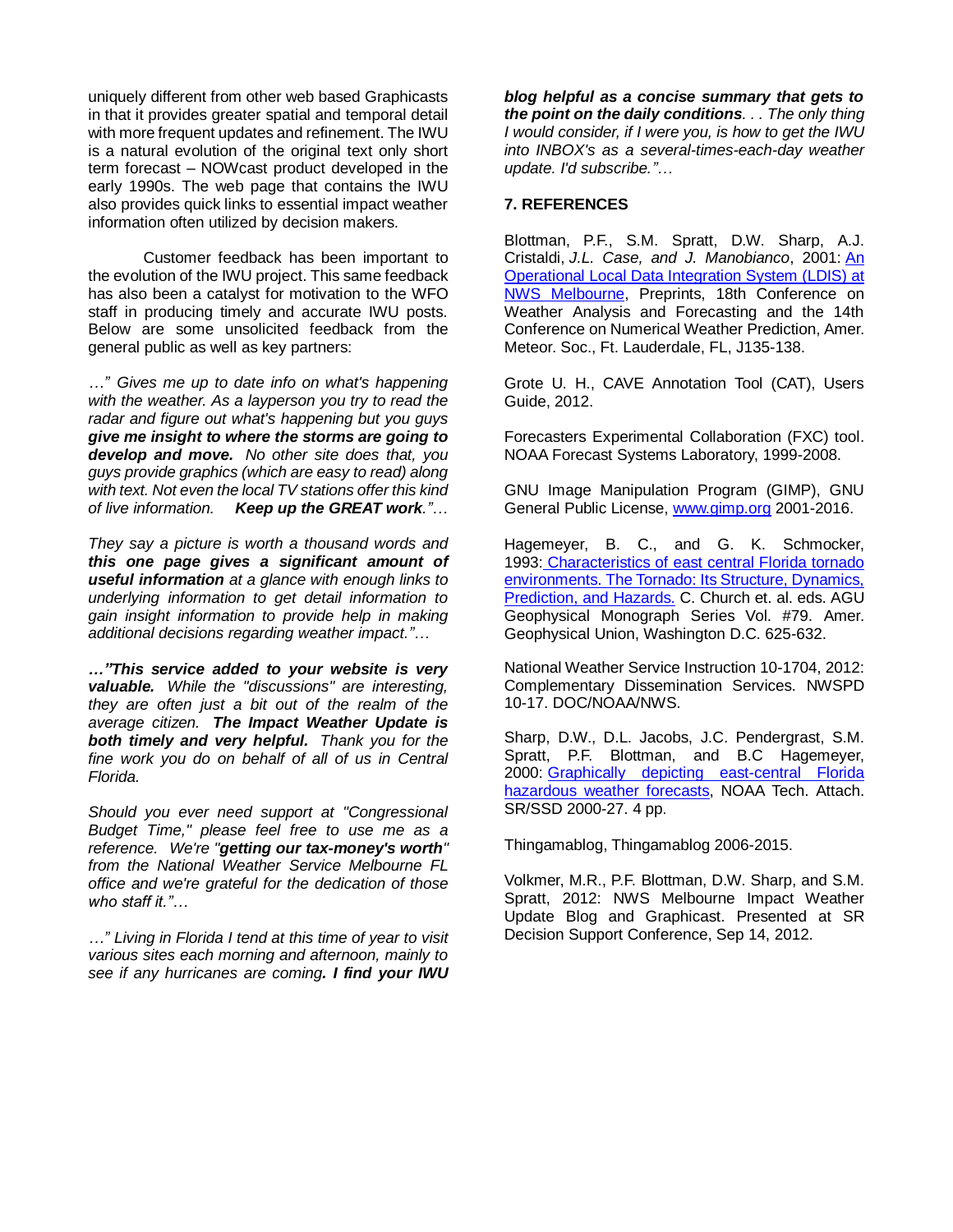uniquely different from other web based Graphicasts in that it provides greater spatial and temporal detail with more frequent updates and refinement. The IWU is a natural evolution of the original text only short term forecast – NOWcast product developed in the early 1990s. The web page that contains the IWU also provides quick links to essential impact weather information often utilized by decision makers.

Customer feedback has been important to the evolution of the IWU project. This same feedback has also been a catalyst for motivation to the WFO staff in producing timely and accurate IWU posts. Below are some unsolicited feedback from the general public as well as key partners:

*…" Gives me up to date info on what's happening with the weather. As a layperson you try to read the radar and figure out what's happening but you guys* ***give me insight to where the storms are going to develop and move.*** *No other site does that, you guys provide graphics (which are easy to read) along with text. Not even the local TV stations offer this kind of live information.* ***Keep up the GREAT work****."…*

*They say a picture is worth a thousand words and* ***this one page gives a significant amount of useful information*** *at a glance with enough links to underlying information to get detail information to gain insight information to provide help in making additional decisions regarding weather impact."…*

***…"This service added to your website is very valuable.*** *While the "discussions" are interesting, they are often just a bit out of the realm of the average citizen.* ***The Impact Weather Update is both timely and very helpful.*** *Thank you for the fine work you do on behalf of all of us in Central Florida.*

*Should you ever need support at "Congressional Budget Time," please feel free to use me as a reference. We're "****getting our tax-money's worth****" from the National Weather Service Melbourne FL office and we're grateful for the dedication of those who staff it."…*

*…" Living in Florida I tend at this time of year to visit various sites each morning and afternoon, mainly to see if any hurricanes are coming****. I find your IWU blog helpful as a concise summary that gets to the point on the daily conditions****. . . The only thing I would consider, if I were you, is how to get the IWU into INBOX's as a several-times-each-day weather update. I'd subscribe."…*

## 7. REFERENCES

Blottman, P.F., S.M. Spratt, D.W. Sharp, A.J. Cristaldi, *J.L. Case, and J. Manobianco*, 2001: An Operational Local Data Integration System (LDIS) at NWS Melbourne, Preprints, 18th Conference on Weather Analysis and Forecasting and the 14th Conference on Numerical Weather Prediction, Amer. Meteor. Soc., Ft. Lauderdale, FL, J135-138.

Grote U. H., CAVE Annotation Tool (CAT), Users Guide, 2012.

Forecasters Experimental Collaboration (FXC) tool. NOAA Forecast Systems Laboratory, 1999-2008.

GNU Image Manipulation Program (GIMP), GNU General Public License, www.gimp.org 2001-2016.

Hagemeyer, B. C., and G. K. Schmocker, 1993: Characteristics of east central Florida tornado environments. The Tornado: Its Structure, Dynamics, Prediction, and Hazards. C. Church et. al. eds. AGU Geophysical Monograph Series Vol. #79. Amer. Geophysical Union, Washington D.C. 625-632.

National Weather Service Instruction 10-1704, 2012: Complementary Dissemination Services. NWSPD 10-17. DOC/NOAA/NWS.

Sharp, D.W., D.L. Jacobs, J.C. Pendergrast, S.M. Spratt, P.F. Blottman, and B.C Hagemeyer, 2000: Graphically depicting east-central Florida hazardous weather forecasts, NOAA Tech. Attach. SR/SSD 2000-27. 4 pp.

Thingamablog, Thingamablog 2006-2015.

Volkmer, M.R., P.F. Blottman, D.W. Sharp, and S.M. Spratt, 2012: NWS Melbourne Impact Weather Update Blog and Graphicast. Presented at SR Decision Support Conference, Sep 14, 2012.